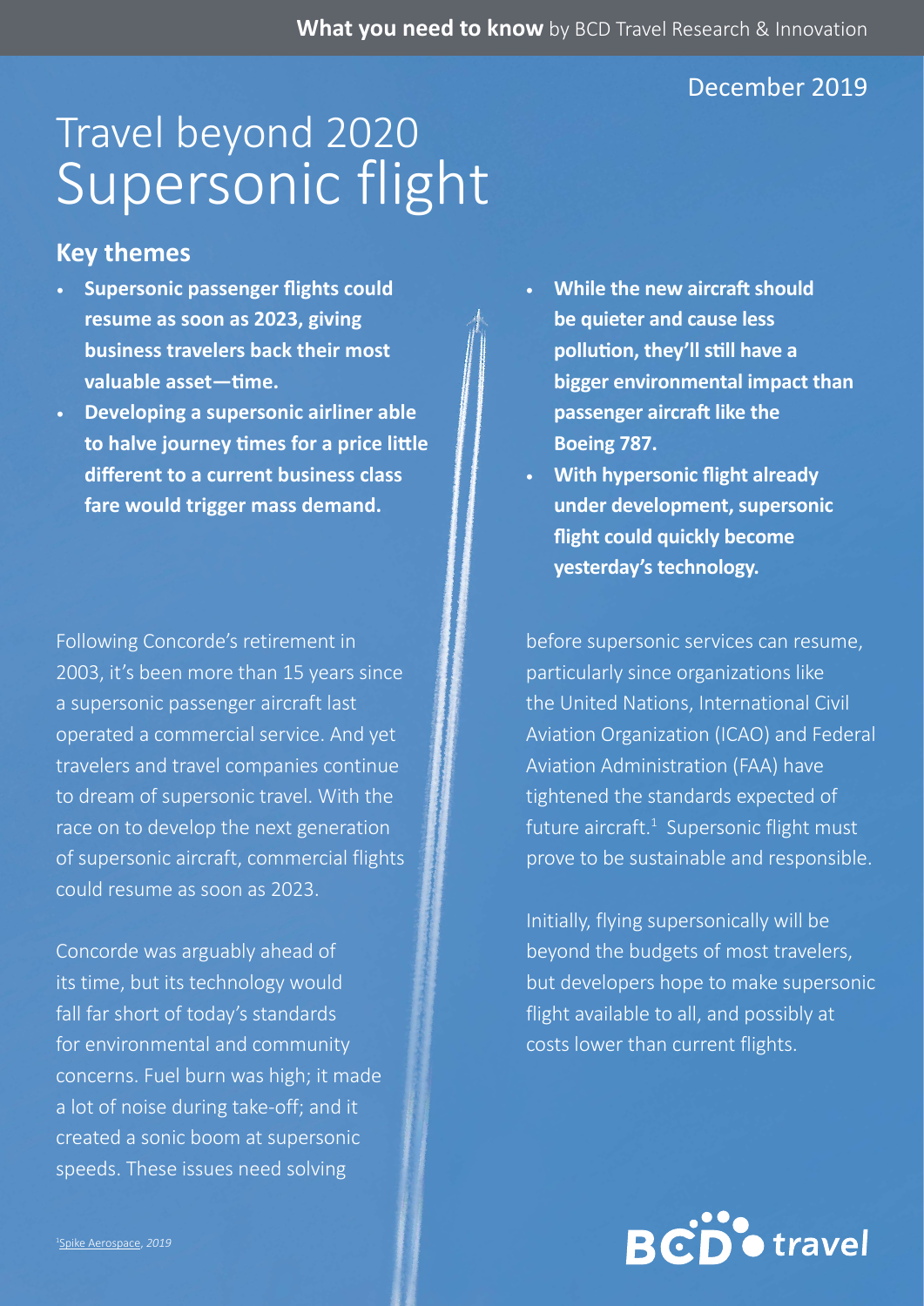December 2019

# Travel beyond 2020
# Supersonic flight

## Key themes

- **Supersonic passenger flights could resume as soon as 2023, giving business travelers back their most valuable asset—time.**
- **Developing a supersonic airliner able to halve journey times for a price little different to a current business class fare would trigger mass demand.**
- **While the new aircraft should be quieter and cause less pollution, they'll still have a bigger environmental impact than passenger aircraft like the Boeing 787.**
- **With hypersonic flight already under development, supersonic flight could quickly become yesterday's technology.**

Following Concorde's retirement in 2003, it's been more than 15 years since a supersonic passenger aircraft last operated a commercial service. And yet travelers and travel companies continue to dream of supersonic travel. With the race on to develop the next generation of supersonic aircraft, commercial flights could resume as soon as 2023.

Concorde was arguably ahead of its time, but its technology would fall far short of today's standards for environmental and community concerns. Fuel burn was high; it made a lot of noise during take-off; and it created a sonic boom at supersonic speeds. These issues need solving before supersonic services can resume, particularly since organizations like the United Nations, International Civil Aviation Organization (ICAO) and Federal Aviation Administration (FAA) have tightened the standards expected of future aircraft.[1] Supersonic flight must prove to be sustainable and responsible.

Initially, flying supersonically will be beyond the budgets of most travelers, but developers hope to make supersonic flight available to all, and possibly at costs lower than current flights.

[1] Spike Aerospace, *2019*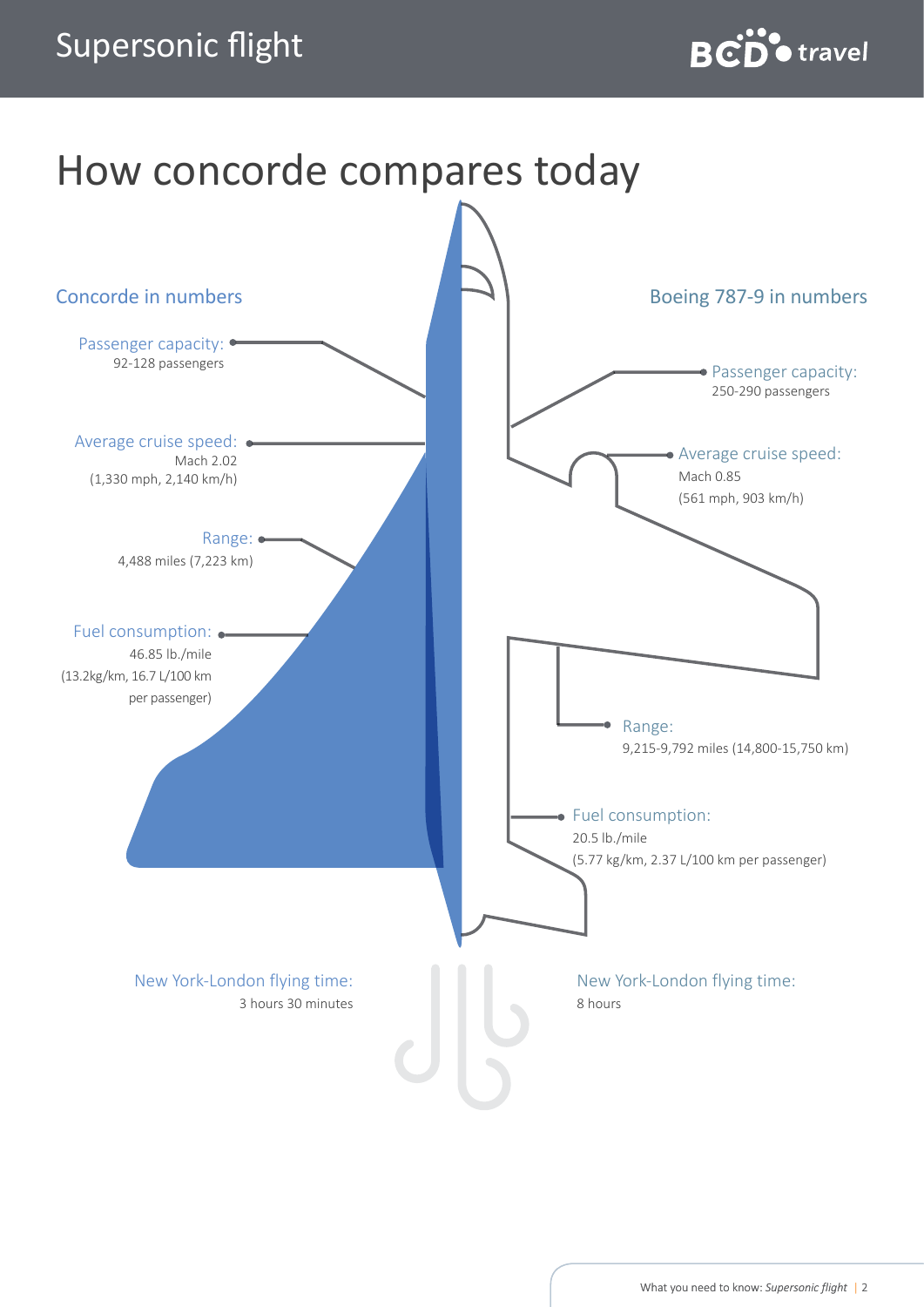# How concorde compares today

## Concorde in numbers

Passenger capacity:
92-128 passengers

Average cruise speed:
Mach 2.02
(1,330 mph, 2,140 km/h)

Range:
4,488 miles (7,223 km)

Fuel consumption:
46.85 lb./mile
(13.2kg/km, 16.7 L/100 km
per passenger)

New York-London flying time:
3 hours 30 minutes

## Boeing 787-9 in numbers

Passenger capacity:
250-290 passengers

Average cruise speed:
Mach 0.85
(561 mph, 903 km/h)

Range:
9,215-9,792 miles (14,800-15,750 km)

Fuel consumption:
20.5 lb./mile
(5.77 kg/km, 2.37 L/100 km per passenger)

New York-London flying time:
8 hours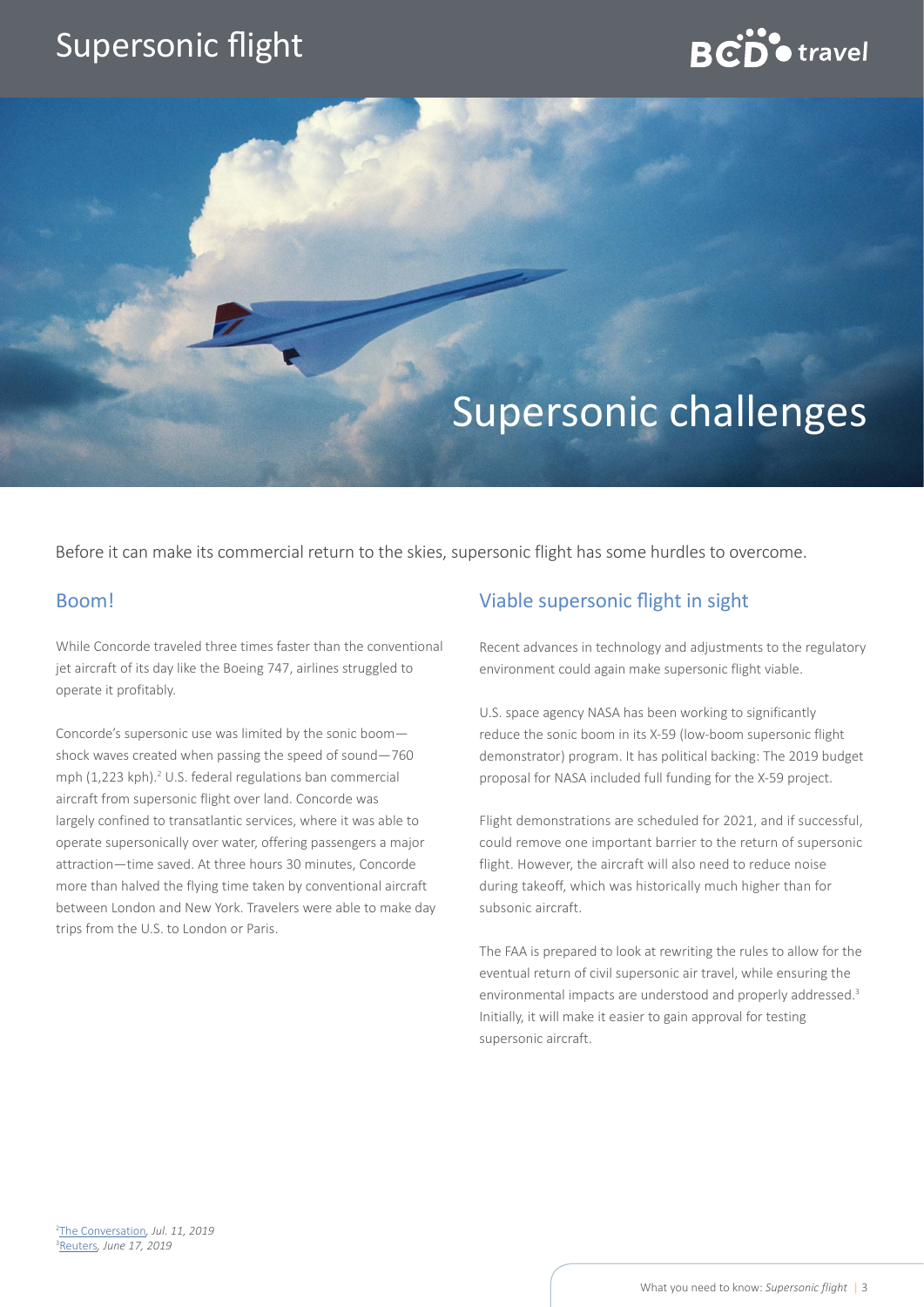# Supersonic challenges

Before it can make its commercial return to the skies, supersonic flight has some hurdles to overcome.

## Boom!

While Concorde traveled three times faster than the conventional jet aircraft of its day like the Boeing 747, airlines struggled to operate it profitably.

Concorde's supersonic use was limited by the sonic boom—shock waves created when passing the speed of sound—760 mph (1,223 kph).[2] U.S. federal regulations ban commercial aircraft from supersonic flight over land. Concorde was largely confined to transatlantic services, where it was able to operate supersonically over water, offering passengers a major attraction—time saved. At three hours 30 minutes, Concorde more than halved the flying time taken by conventional aircraft between London and New York. Travelers were able to make day trips from the U.S. to London or Paris.

## Viable supersonic flight in sight

Recent advances in technology and adjustments to the regulatory environment could again make supersonic flight viable.

U.S. space agency NASA has been working to significantly reduce the sonic boom in its X-59 (low-boom supersonic flight demonstrator) program. It has political backing: The 2019 budget proposal for NASA included full funding for the X-59 project.

Flight demonstrations are scheduled for 2021, and if successful, could remove one important barrier to the return of supersonic flight. However, the aircraft will also need to reduce noise during takeoff, which was historically much higher than for subsonic aircraft.

The FAA is prepared to look at rewriting the rules to allow for the eventual return of civil supersonic air travel, while ensuring the environmental impacts are understood and properly addressed.[3] Initially, it will make it easier to gain approval for testing supersonic aircraft.

[2] The Conversation, *Jul. 11, 2019*
[3] Reuters, *June 17, 2019*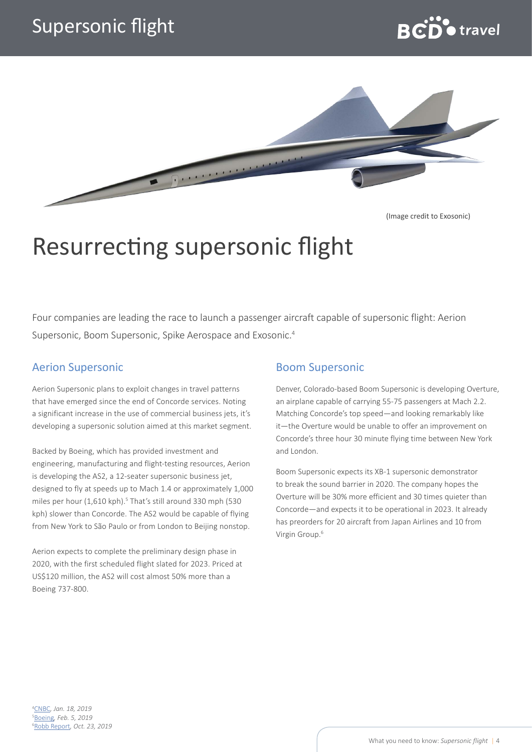(Image credit to Exosonic)

# Resurrecting supersonic flight

Four companies are leading the race to launch a passenger aircraft capable of supersonic flight: Aerion Supersonic, Boom Supersonic, Spike Aerospace and Exosonic.[4]

## Aerion Supersonic

Aerion Supersonic plans to exploit changes in travel patterns that have emerged since the end of Concorde services. Noting a significant increase in the use of commercial business jets, it's developing a supersonic solution aimed at this market segment.

Backed by Boeing, which has provided investment and engineering, manufacturing and flight-testing resources, Aerion is developing the AS2, a 12-seater supersonic business jet, designed to fly at speeds up to Mach 1.4 or approximately 1,000 miles per hour (1,610 kph).[5] That's still around 330 mph (530 kph) slower than Concorde. The AS2 would be capable of flying from New York to São Paulo or from London to Beijing nonstop.

Aerion expects to complete the preliminary design phase in 2020, with the first scheduled flight slated for 2023. Priced at US$120 million, the AS2 will cost almost 50% more than a Boeing 737-800.

## Boom Supersonic

Denver, Colorado-based Boom Supersonic is developing Overture, an airplane capable of carrying 55-75 passengers at Mach 2.2. Matching Concorde's top speed—and looking remarkably like it—the Overture would be unable to offer an improvement on Concorde's three hour 30 minute flying time between New York and London.

Boom Supersonic expects its XB-1 supersonic demonstrator to break the sound barrier in 2020. The company hopes the Overture will be 30% more efficient and 30 times quieter than Concorde—and expects it to be operational in 2023. It already has preorders for 20 aircraft from Japan Airlines and 10 from Virgin Group.[6]

[4] CNBC, *Jan. 18, 2019*
[5] Boeing, *Feb. 5, 2019*
[6] Robb Report, *Oct. 23, 2019*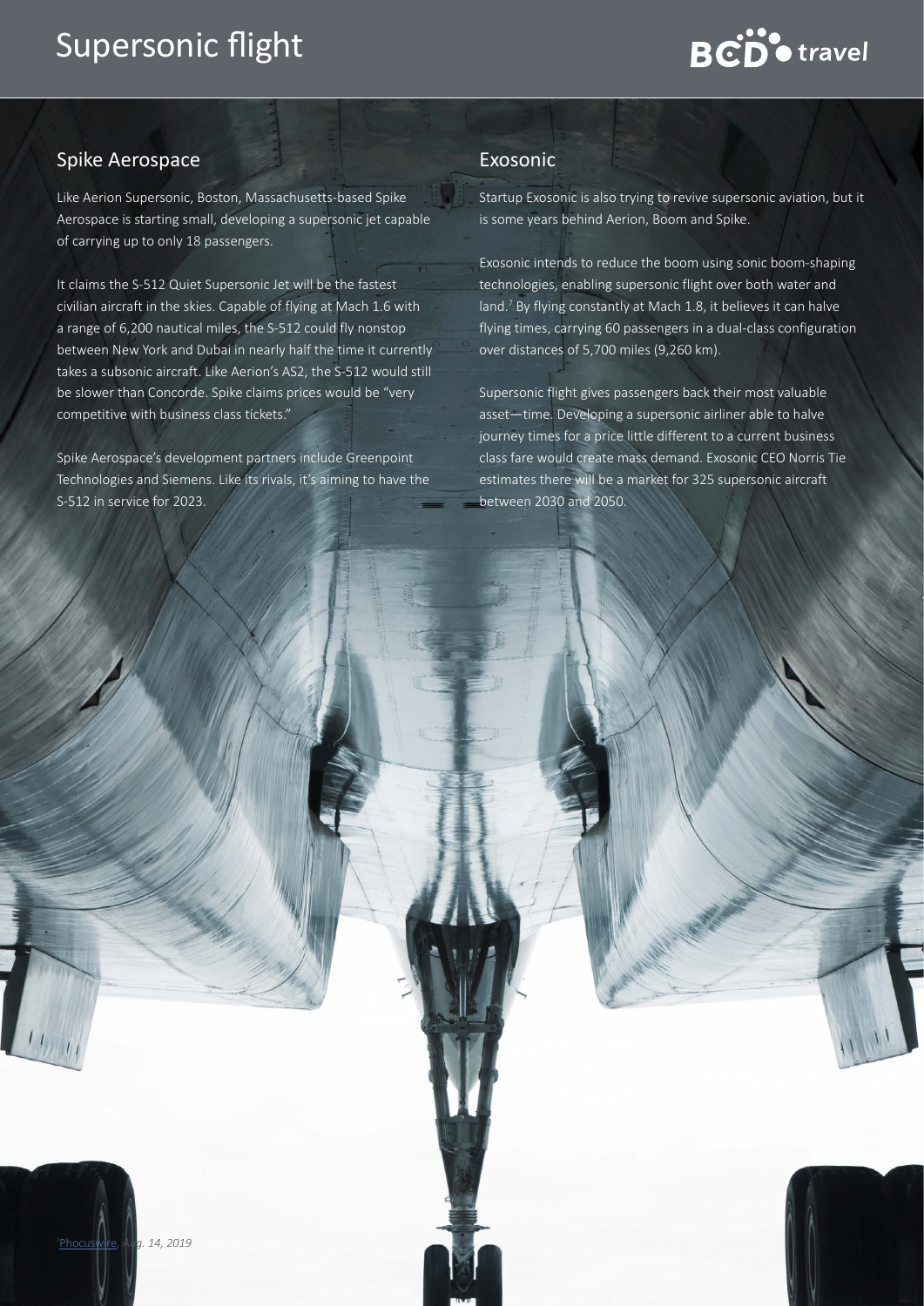## Spike Aerospace

Like Aerion Supersonic, Boston, Massachusetts-based Spike Aerospace is starting small, developing a supersonic jet capable of carrying up to only 18 passengers.

It claims the S-512 Quiet Supersonic Jet will be the fastest civilian aircraft in the skies. Capable of flying at Mach 1.6 with a range of 6,200 nautical miles, the S-512 could fly nonstop between New York and Dubai in nearly half the time it currently takes a subsonic aircraft. Like Aerion's AS2, the S-512 would still be slower than Concorde. Spike claims prices would be "very competitive with business class tickets."

Spike Aerospace's development partners include Greenpoint Technologies and Siemens. Like its rivals, it's aiming to have the S-512 in service for 2023.

## Exosonic

Startup Exosonic is also trying to revive supersonic aviation, but it is some years behind Aerion, Boom and Spike.

Exosonic intends to reduce the boom using sonic boom-shaping technologies, enabling supersonic flight over both water and land.[7] By flying constantly at Mach 1.8, it believes it can halve flying times, carrying 60 passengers in a dual-class configuration over distances of 5,700 miles (9,260 km).

Supersonic flight gives passengers back their most valuable asset—time. Developing a supersonic airliner able to halve journey times for a price little different to a current business class fare would create mass demand. Exosonic CEO Norris Tie estimates there will be a market for 325 supersonic aircraft between 2030 and 2050.

[7] Phocuswire, Aug. 14, 2019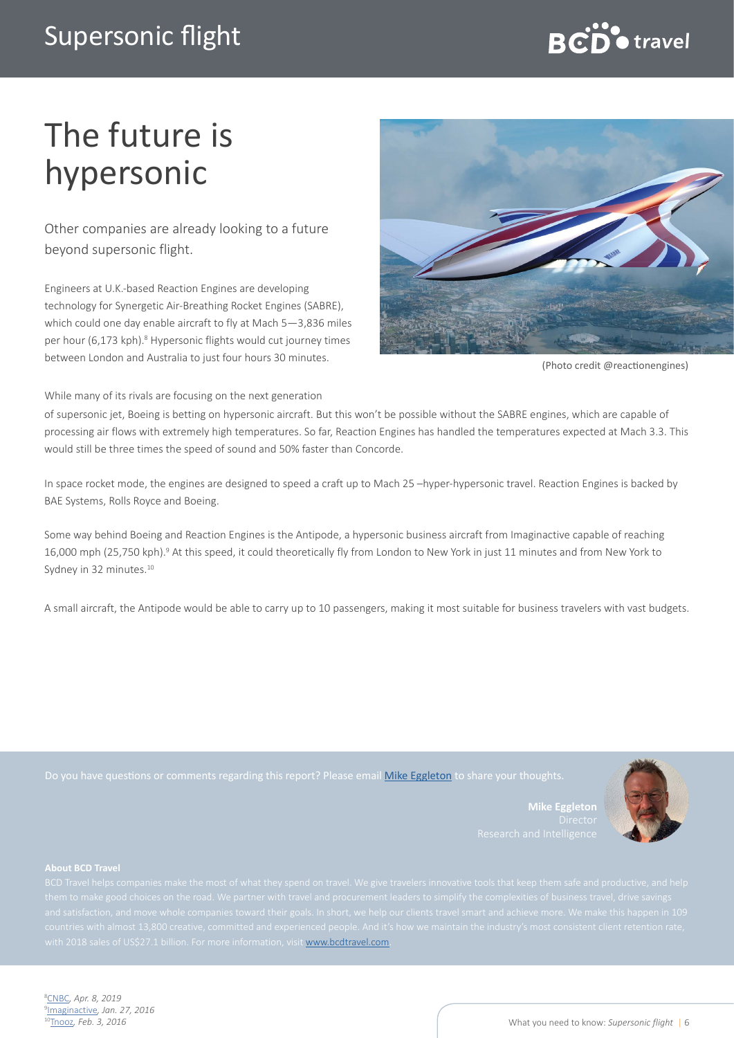# The future is hypersonic

Other companies are already looking to a future beyond supersonic flight.

Engineers at U.K.-based Reaction Engines are developing technology for Synergetic Air-Breathing Rocket Engines (SABRE), which could one day enable aircraft to fly at Mach 5—3,836 miles per hour (6,173 kph).[8] Hypersonic flights would cut journey times between London and Australia to just four hours 30 minutes.

(Photo credit @reactionengines)

While many of its rivals are focusing on the next generation of supersonic jet, Boeing is betting on hypersonic aircraft. But this won't be possible without the SABRE engines, which are capable of processing air flows with extremely high temperatures. So far, Reaction Engines has handled the temperatures expected at Mach 3.3. This would still be three times the speed of sound and 50% faster than Concorde.

In space rocket mode, the engines are designed to speed a craft up to Mach 25 –hyper-hypersonic travel. Reaction Engines is backed by BAE Systems, Rolls Royce and Boeing.

Some way behind Boeing and Reaction Engines is the Antipode, a hypersonic business aircraft from Imaginactive capable of reaching 16,000 mph (25,750 kph).[9] At this speed, it could theoretically fly from London to New York in just 11 minutes and from New York to Sydney in 32 minutes.[10]

A small aircraft, the Antipode would be able to carry up to 10 passengers, making it most suitable for business travelers with vast budgets.

Do you have questions or comments regarding this report? Please email Mike Eggleton to share your thoughts.

**Mike Eggleton**
Director
Research and Intelligence

**About BCD Travel**

BCD Travel helps companies make the most of what they spend on travel. We give travelers innovative tools that keep them safe and productive, and help them to make good choices on the road. We partner with travel and procurement leaders to simplify the complexities of business travel, drive savings and satisfaction, and move whole companies toward their goals. In short, we help our clients travel smart and achieve more. We make this happen in 109 countries with almost 13,800 creative, committed and experienced people. And it's how we maintain the industry's most consistent client retention rate, with 2018 sales of US$27.1 billion. For more information, visit www.bcdtravel.com

[8] CNBC, *Apr. 8, 2019*
[9] Imaginactive, *Jan. 27, 2016*
[10] Tnooz, *Feb. 3, 2016*